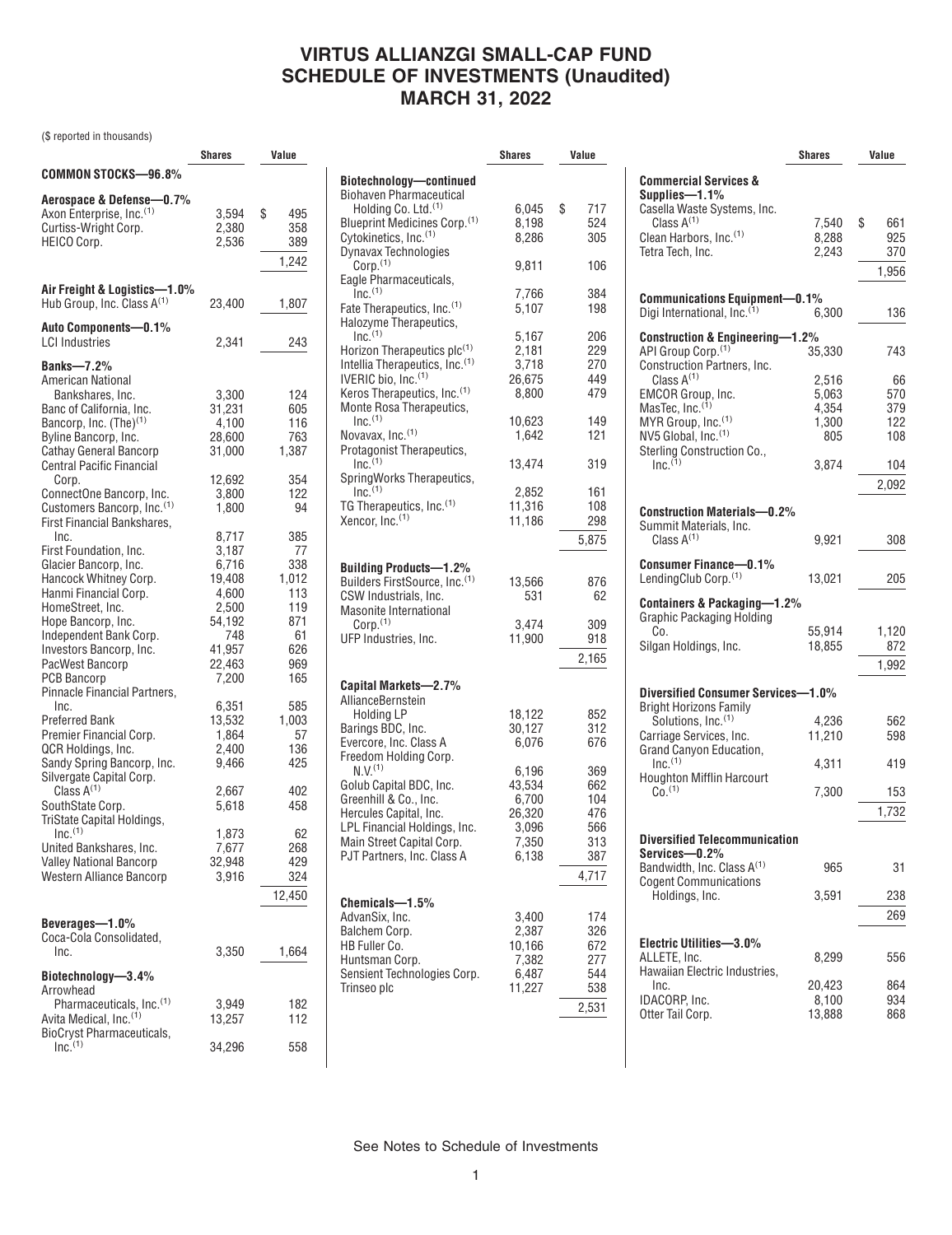# VIRTUS ALLIANZGI SMALL-CAP FUND
# SCHEDULE OF INVESTMENTS (Unaudited)
# MARCH 31, 2022

($ reported in thousands)

| | Shares | Value |
|---|---|---|
| **COMMON STOCKS—96.8%** | | |
| **Aerospace & Defense—0.7%** | | |
| Axon Enterprise, Inc.[(1)] | 3,594 | $ 495 |
| Curtiss-Wright Corp. | 2,380 | 358 |
| HEICO Corp. | 2,536 | 389 |
| | | 1,242 |
| **Air Freight & Logistics—1.0%** | | |
| Hub Group, Inc. Class A[(1)] | 23,400 | 1,807 |
| **Auto Components—0.1%** | | |
| LCI Industries | 2,341 | 243 |
| **Banks—7.2%** | | |
| American National Bankshares, Inc. | 3,300 | 124 |
| Banc of California, Inc. | 31,231 | 605 |
| Bancorp, Inc. (The)[(1)] | 4,100 | 116 |
| Byline Bancorp, Inc. | 28,600 | 763 |
| Cathay General Bancorp | 31,000 | 1,387 |
| Central Pacific Financial Corp. | 12,692 | 354 |
| ConnectOne Bancorp, Inc. | 3,800 | 122 |
| Customers Bancorp, Inc.[(1)] | 1,800 | 94 |
| First Financial Bankshares, Inc. | 8,717 | 385 |
| First Foundation, Inc. | 3,187 | 77 |
| Glacier Bancorp, Inc. | 6,716 | 338 |
| Hancock Whitney Corp. | 19,408 | 1,012 |
| Hanmi Financial Corp. | 4,600 | 113 |
| HomeStreet, Inc. | 2,500 | 119 |
| Hope Bancorp, Inc. | 54,192 | 871 |
| Independent Bank Corp. | 748 | 61 |
| Investors Bancorp, Inc. | 41,957 | 626 |
| PacWest Bancorp | 22,463 | 969 |
| PCB Bancorp | 7,200 | 165 |
| Pinnacle Financial Partners, Inc. | 6,351 | 585 |
| Preferred Bank | 13,532 | 1,003 |
| Premier Financial Corp. | 1,864 | 57 |
| QCR Holdings, Inc. | 2,400 | 136 |
| Sandy Spring Bancorp, Inc. | 9,466 | 425 |
| Silvergate Capital Corp. Class A[(1)] | 2,667 | 402 |
| SouthState Corp. | 5,618 | 458 |
| TriState Capital Holdings, Inc.[(1)] | 1,873 | 62 |
| United Bankshares, Inc. | 7,677 | 268 |
| Valley National Bancorp | 32,948 | 429 |
| Western Alliance Bancorp | 3,916 | 324 |
| | | 12,450 |
| **Beverages—1.0%** | | |
| Coca-Cola Consolidated, Inc. | 3,350 | 1,664 |
| **Biotechnology—3.4%** | | |
| Arrowhead Pharmaceuticals, Inc.[(1)] | 3,949 | 182 |
| Avita Medical, Inc.[(1)] | 13,257 | 112 |
| BioCryst Pharmaceuticals, Inc.[(1)] | 34,296 | 558 |
| **Biotechnology—continued** | | |
| Biohaven Pharmaceutical Holding Co. Ltd.[(1)] | 6,045 | $ 717 |
| Blueprint Medicines Corp.[(1)] | 8,198 | 524 |
| Cytokinetics, Inc.[(1)] | 8,286 | 305 |
| Dynavax Technologies Corp.[(1)] | 9,811 | 106 |
| Eagle Pharmaceuticals, Inc.[(1)] | 7,766 | 384 |
| Fate Therapeutics, Inc.[(1)] | 5,107 | 198 |
| Halozyme Therapeutics, Inc.[(1)] | 5,167 | 206 |
| Horizon Therapeutics plc[(1)] | 2,181 | 229 |
| Intellia Therapeutics, Inc.[(1)] | 3,718 | 270 |
| IVERIC bio, Inc.[(1)] | 26,675 | 449 |
| Keros Therapeutics, Inc.[(1)] | 8,800 | 479 |
| Monte Rosa Therapeutics, Inc.[(1)] | 10,623 | 149 |
| Novavax, Inc.[(1)] | 1,642 | 121 |
| Protagonist Therapeutics, Inc.[(1)] | 13,474 | 319 |
| SpringWorks Therapeutics, Inc.[(1)] | 2,852 | 161 |
| TG Therapeutics, Inc.[(1)] | 11,316 | 108 |
| Xencor, Inc.[(1)] | 11,186 | 298 |
| | | 5,875 |
| **Building Products—1.2%** | | |
| Builders FirstSource, Inc.[(1)] | 13,566 | 876 |
| CSW Industrials, Inc. | 531 | 62 |
| Masonite International Corp.[(1)] | 3,474 | 309 |
| UFP Industries, Inc. | 11,900 | 918 |
| | | 2,165 |
| **Capital Markets—2.7%** | | |
| AllianceBernstein Holding LP | 18,122 | 852 |
| Barings BDC, Inc. | 30,127 | 312 |
| Evercore, Inc. Class A | 6,076 | 676 |
| Freedom Holding Corp. N.V.[(1)] | 6,196 | 369 |
| Golub Capital BDC, Inc. | 43,534 | 662 |
| Greenhill & Co., Inc. | 6,700 | 104 |
| Hercules Capital, Inc. | 26,320 | 476 |
| LPL Financial Holdings, Inc. | 3,096 | 566 |
| Main Street Capital Corp. | 7,350 | 313 |
| PJT Partners, Inc. Class A | 6,138 | 387 |
| | | 4,717 |
| **Chemicals—1.5%** | | |
| AdvanSix, Inc. | 3,400 | 174 |
| Balchem Corp. | 2,387 | 326 |
| HB Fuller Co. | 10,166 | 672 |
| Huntsman Corp. | 7,382 | 277 |
| Sensient Technologies Corp. | 6,487 | 544 |
| Trinseo plc | 11,227 | 538 |
| | | 2,531 |
| **Commercial Services & Supplies—1.1%** | | |
| Casella Waste Systems, Inc. Class A[(1)] | 7,540 | $ 661 |
| Clean Harbors, Inc.[(1)] | 8,288 | 925 |
| Tetra Tech, Inc. | 2,243 | 370 |
| | | 1,956 |
| **Communications Equipment—0.1%** | | |
| Digi International, Inc.[(1)] | 6,300 | 136 |
| **Construction & Engineering—1.2%** | | |
| API Group Corp.[(1)] | 35,330 | 743 |
| Construction Partners, Inc. Class A[(1)] | 2,516 | 66 |
| EMCOR Group, Inc. | 5,063 | 570 |
| MasTec, Inc.[(1)] | 4,354 | 379 |
| MYR Group, Inc.[(1)] | 1,300 | 122 |
| NV5 Global, Inc.[(1)] | 805 | 108 |
| Sterling Construction Co., Inc.[(1)] | 3,874 | 104 |
| | | 2,092 |
| **Construction Materials—0.2%** | | |
| Summit Materials, Inc. Class A[(1)] | 9,921 | 308 |
| **Consumer Finance—0.1%** | | |
| LendingClub Corp.[(1)] | 13,021 | 205 |
| **Containers & Packaging—1.2%** | | |
| Graphic Packaging Holding Co. | 55,914 | 1,120 |
| Silgan Holdings, Inc. | 18,855 | 872 |
| | | 1,992 |
| **Diversified Consumer Services—1.0%** | | |
| Bright Horizons Family Solutions, Inc.[(1)] | 4,236 | 562 |
| Carriage Services, Inc. | 11,210 | 598 |
| Grand Canyon Education, Inc.[(1)] | 4,311 | 419 |
| Houghton Mifflin Harcourt Co.[(1)] | 7,300 | 153 |
| | | 1,732 |
| **Diversified Telecommunication Services—0.2%** | | |
| Bandwidth, Inc. Class A[(1)] | 965 | 31 |
| Cogent Communications Holdings, Inc. | 3,591 | 238 |
| | | 269 |
| **Electric Utilities—3.0%** | | |
| ALLETE, Inc. | 8,299 | 556 |
| Hawaiian Electric Industries, Inc. | 20,423 | 864 |
| IDACORP, Inc. | 8,100 | 934 |
| Otter Tail Corp. | 13,888 | 868 |

See Notes to Schedule of Investments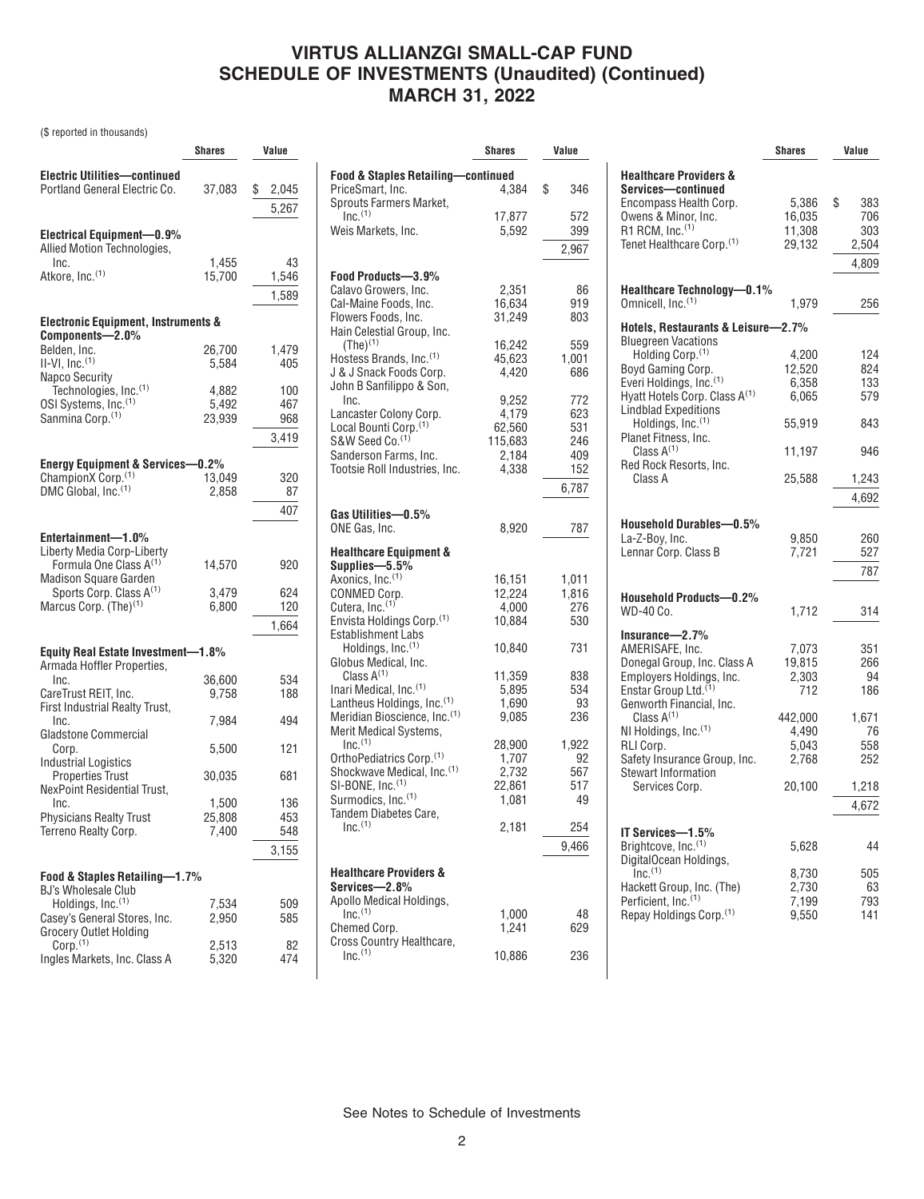# VIRTUS ALLIANZGI SMALL-CAP FUND
# SCHEDULE OF INVESTMENTS (Unaudited) (Continued)
# MARCH 31, 2022

($ reported in thousands)

| | Shares | Value |
|---|---|---|
| **Electric Utilities—continued** | | |
| Portland General Electric Co. | 37,083 | $ 2,045 |
| | | 5,267 |
| **Electrical Equipment—0.9%** | | |
| Allied Motion Technologies, Inc. | 1,455 | 43 |
| Atkore, Inc.(1) | 15,700 | 1,546 |
| | | 1,589 |
| **Electronic Equipment, Instruments & Components—2.0%** | | |
| Belden, Inc. | 26,700 | 1,479 |
| II-VI, Inc.(1) | 5,584 | 405 |
| Napco Security Technologies, Inc.(1) | 4,882 | 100 |
| OSI Systems, Inc.(1) | 5,492 | 467 |
| Sanmina Corp.(1) | 23,939 | 968 |
| | | 3,419 |
| **Energy Equipment & Services—0.2%** | | |
| ChampionX Corp.(1) | 13,049 | 320 |
| DMC Global, Inc.(1) | 2,858 | 87 |
| | | 407 |
| **Entertainment—1.0%** | | |
| Liberty Media Corp-Liberty Formula One Class A(1) | 14,570 | 920 |
| Madison Square Garden Sports Corp. Class A(1) | 3,479 | 624 |
| Marcus Corp. (The)(1) | 6,800 | 120 |
| | | 1,664 |
| **Equity Real Estate Investment—1.8%** | | |
| Armada Hoffler Properties, Inc. | 36,600 | 534 |
| CareTrust REIT, Inc. | 9,758 | 188 |
| First Industrial Realty Trust, Inc. | 7,984 | 494 |
| Gladstone Commercial Corp. | 5,500 | 121 |
| Industrial Logistics Properties Trust | 30,035 | 681 |
| NexPoint Residential Trust, Inc. | 1,500 | 136 |
| Physicians Realty Trust | 25,808 | 453 |
| Terreno Realty Corp. | 7,400 | 548 |
| | | 3,155 |
| **Food & Staples Retailing—1.7%** | | |
| BJ's Wholesale Club Holdings, Inc.(1) | 7,534 | 509 |
| Casey's General Stores, Inc. | 2,950 | 585 |
| Grocery Outlet Holding Corp.(1) | 2,513 | 82 |
| Ingles Markets, Inc. Class A | 5,320 | 474 |
| **Food & Staples Retailing—continued** | | |
| PriceSmart, Inc. | 4,384 | $ 346 |
| Sprouts Farmers Market, Inc.(1) | 17,877 | 572 |
| Weis Markets, Inc. | 5,592 | 399 |
| | | 2,967 |
| **Food Products—3.9%** | | |
| Calavo Growers, Inc. | 2,351 | 86 |
| Cal-Maine Foods, Inc. | 16,634 | 919 |
| Flowers Foods, Inc. | 31,249 | 803 |
| Hain Celestial Group, Inc. (The)(1) | 16,242 | 559 |
| Hostess Brands, Inc.(1) | 45,623 | 1,001 |
| J & J Snack Foods Corp. | 4,420 | 686 |
| John B Sanfilippo & Son, Inc. | 9,252 | 772 |
| Lancaster Colony Corp. | 4,179 | 623 |
| Local Bounti Corp.(1) | 62,560 | 531 |
| S&W Seed Co.(1) | 115,683 | 246 |
| Sanderson Farms, Inc. | 2,184 | 409 |
| Tootsie Roll Industries, Inc. | 4,338 | 152 |
| | | 6,787 |
| **Gas Utilities—0.5%** | | |
| ONE Gas, Inc. | 8,920 | 787 |
| **Healthcare Equipment & Supplies—5.5%** | | |
| Axonics, Inc.(1) | 16,151 | 1,011 |
| CONMED Corp. | 12,224 | 1,816 |
| Cutera, Inc.(1) | 4,000 | 276 |
| Envista Holdings Corp.(1) | 10,884 | 530 |
| Establishment Labs Holdings, Inc.(1) | 10,840 | 731 |
| Globus Medical, Inc. Class A(1) | 11,359 | 838 |
| Inari Medical, Inc.(1) | 5,895 | 534 |
| Lantheus Holdings, Inc.(1) | 1,690 | 93 |
| Meridian Bioscience, Inc.(1) | 9,085 | 236 |
| Merit Medical Systems, Inc.(1) | 28,900 | 1,922 |
| OrthoPediatrics Corp.(1) | 1,707 | 92 |
| Shockwave Medical, Inc.(1) | 2,732 | 567 |
| SI-BONE, Inc.(1) | 22,861 | 517 |
| Surmodics, Inc.(1) | 1,081 | 49 |
| Tandem Diabetes Care, Inc.(1) | 2,181 | 254 |
| | | 9,466 |
| **Healthcare Providers & Services—2.8%** | | |
| Apollo Medical Holdings, Inc.(1) | 1,000 | 48 |
| Chemed Corp. | 1,241 | 629 |
| Cross Country Healthcare, Inc.(1) | 10,886 | 236 |
| **Healthcare Providers & Services—continued** | | |
| Encompass Health Corp. | 5,386 | $ 383 |
| Owens & Minor, Inc. | 16,035 | 706 |
| R1 RCM, Inc.(1) | 11,308 | 303 |
| Tenet Healthcare Corp.(1) | 29,132 | 2,504 |
| | | 4,809 |
| **Healthcare Technology—0.1%** | | |
| Omnicell, Inc.(1) | 1,979 | 256 |
| **Hotels, Restaurants & Leisure—2.7%** | | |
| Bluegreen Vacations Holding Corp.(1) | 4,200 | 124 |
| Boyd Gaming Corp. | 12,520 | 824 |
| Everi Holdings, Inc.(1) | 6,358 | 133 |
| Hyatt Hotels Corp. Class A(1) | 6,065 | 579 |
| Lindblad Expeditions Holdings, Inc.(1) | 55,919 | 843 |
| Planet Fitness, Inc. Class A(1) | 11,197 | 946 |
| Red Rock Resorts, Inc. Class A | 25,588 | 1,243 |
| | | 4,692 |
| **Household Durables—0.5%** | | |
| La-Z-Boy, Inc. | 9,850 | 260 |
| Lennar Corp. Class B | 7,721 | 527 |
| | | 787 |
| **Household Products—0.2%** | | |
| WD-40 Co. | 1,712 | 314 |
| **Insurance—2.7%** | | |
| AMERISAFE, Inc. | 7,073 | 351 |
| Donegal Group, Inc. Class A | 19,815 | 266 |
| Employers Holdings, Inc. | 2,303 | 94 |
| Enstar Group Ltd.(1) | 712 | 186 |
| Genworth Financial, Inc. Class A(1) | 442,000 | 1,671 |
| NI Holdings, Inc.(1) | 4,490 | 76 |
| RLI Corp. | 5,043 | 558 |
| Safety Insurance Group, Inc. | 2,768 | 252 |
| Stewart Information Services Corp. | 20,100 | 1,218 |
| | | 4,672 |
| **IT Services—1.5%** | | |
| Brightcove, Inc.(1) | 5,628 | 44 |
| DigitalOcean Holdings, Inc.(1) | 8,730 | 505 |
| Hackett Group, Inc. (The) | 2,730 | 63 |
| Perficient, Inc.(1) | 7,199 | 793 |
| Repay Holdings Corp.(1) | 9,550 | 141 |

See Notes to Schedule of Investments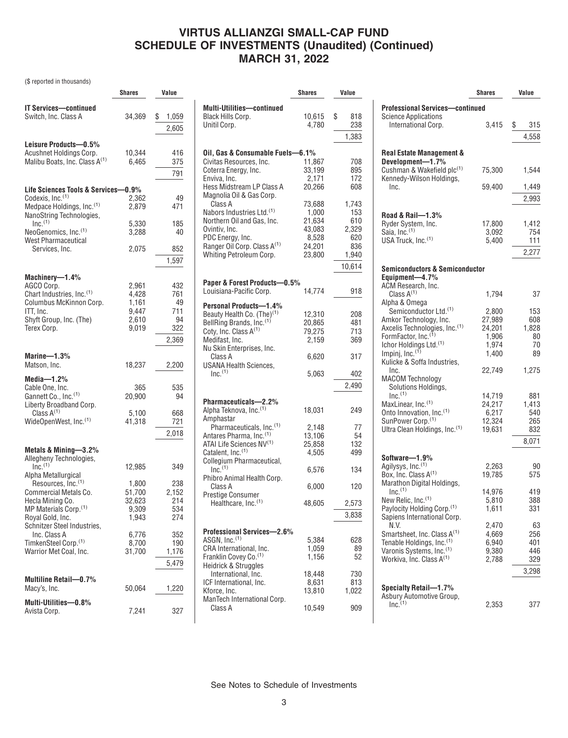# VIRTUS ALLIANZGI SMALL-CAP FUND
## SCHEDULE OF INVESTMENTS (Unaudited) (Continued)
## MARCH 31, 2022

($ reported in thousands)

| | Shares | Value |
|---|---|---|
| **IT Services—continued** | | |
| Switch, Inc. Class A | 34,369 | $ 1,059 |
| | | 2,605 |
| **Leisure Products—0.5%** | | |
| Acushnet Holdings Corp. | 10,344 | 416 |
| Malibu Boats, Inc. Class A[(1)] | 6,465 | 375 |
| | | 791 |
| **Life Sciences Tools & Services—0.9%** | | |
| Codexis, Inc.[(1)] | 2,362 | 49 |
| Medpace Holdings, Inc.[(1)] | 2,879 | 471 |
| NanoString Technologies, Inc.[(1)] | 5,330 | 185 |
| NeoGenomics, Inc.[(1)] | 3,288 | 40 |
| West Pharmaceutical Services, Inc. | 2,075 | 852 |
| | | 1,597 |
| **Machinery—1.4%** | | |
| AGCO Corp. | 2,961 | 432 |
| Chart Industries, Inc.[(1)] | 4,428 | 761 |
| Columbus McKinnon Corp. | 1,161 | 49 |
| ITT, Inc. | 9,447 | 711 |
| Shyft Group, Inc. (The) | 2,610 | 94 |
| Terex Corp. | 9,019 | 322 |
| | | 2,369 |
| **Marine—1.3%** | | |
| Matson, Inc. | 18,237 | 2,200 |
| **Media—1.2%** | | |
| Cable One, Inc. | 365 | 535 |
| Gannett Co., Inc.[(1)] | 20,900 | 94 |
| Liberty Broadband Corp. Class A[(1)] | 5,100 | 668 |
| WideOpenWest, Inc.[(1)] | 41,318 | 721 |
| | | 2,018 |
| **Metals & Mining—3.2%** | | |
| Allegheny Technologies, Inc.[(1)] | 12,985 | 349 |
| Alpha Metallurgical Resources, Inc.[(1)] | 1,800 | 238 |
| Commercial Metals Co. | 51,700 | 2,152 |
| Hecla Mining Co. | 32,623 | 214 |
| MP Materials Corp.[(1)] | 9,309 | 534 |
| Royal Gold, Inc. | 1,943 | 274 |
| Schnitzer Steel Industries, Inc. Class A | 6,776 | 352 |
| TimkenSteel Corp.[(1)] | 8,700 | 190 |
| Warrior Met Coal, Inc. | 31,700 | 1,176 |
| | | 5,479 |
| **Multiline Retail—0.7%** | | |
| Macy's, Inc. | 50,064 | 1,220 |
| **Multi-Utilities—0.8%** | | |
| Avista Corp. | 7,241 | 327 |
| Black Hills Corp. | 10,615 | $ 818 |
| Unitil Corp. | 4,780 | 238 |
| | | 1,383 |
| **Oil, Gas & Consumable Fuels—6.1%** | | |
| Civitas Resources, Inc. | 11,867 | 708 |
| Coterra Energy, Inc. | 33,199 | 895 |
| Enviva, Inc. | 2,171 | 172 |
| Hess Midstream LP Class A | 20,266 | 608 |
| Magnolia Oil & Gas Corp. Class A | 73,688 | 1,743 |
| Nabors Industries Ltd.[(1)] | 1,000 | 153 |
| Northern Oil and Gas, Inc. | 21,634 | 610 |
| Ovintiv, Inc. | 43,083 | 2,329 |
| PDC Energy, Inc. | 8,528 | 620 |
| Ranger Oil Corp. Class A[(1)] | 24,201 | 836 |
| Whiting Petroleum Corp. | 23,800 | 1,940 |
| | | 10,614 |
| **Paper & Forest Products—0.5%** | | |
| Louisiana-Pacific Corp. | 14,774 | 918 |
| **Personal Products—1.4%** | | |
| Beauty Health Co. (The)[(1)] | 12,310 | 208 |
| BellRing Brands, Inc.[(1)] | 20,865 | 481 |
| Coty, Inc. Class A[(1)] | 79,275 | 713 |
| Medifast, Inc. | 2,159 | 369 |
| Nu Skin Enterprises, Inc. Class A | 6,620 | 317 |
| USANA Health Sciences, Inc.[(1)] | 5,063 | 402 |
| | | 2,490 |
| **Pharmaceuticals—2.2%** | | |
| Alpha Teknova, Inc.[(1)] | 18,031 | 249 |
| Amphastar Pharmaceuticals, Inc.[(1)] | 2,148 | 77 |
| Antares Pharma, Inc.[(1)] | 13,106 | 54 |
| ATAI Life Sciences NV[(1)] | 25,858 | 132 |
| Catalent, Inc.[(1)] | 4,505 | 499 |
| Collegium Pharmaceutical, Inc.[(1)] | 6,576 | 134 |
| Phibro Animal Health Corp. Class A | 6,000 | 120 |
| Prestige Consumer Healthcare, Inc.[(1)] | 48,605 | 2,573 |
| | | 3,838 |
| **Professional Services—2.6%** | | |
| ASGN, Inc.[(1)] | 5,384 | 628 |
| CRA International, Inc. | 1,059 | 89 |
| Franklin Covey Co.[(1)] | 1,156 | 52 |
| Heidrick & Struggles International, Inc. | 18,448 | 730 |
| ICF International, Inc. | 8,631 | 813 |
| Kforce, Inc. | 13,810 | 1,022 |
| ManTech International Corp. Class A | 10,549 | 909 |
| Science Applications International Corp. | 3,415 | $ 315 |
| | | 4,558 |
| **Real Estate Management & Development—1.7%** | | |
| Cushman & Wakefield plc[(1)] | 75,300 | 1,544 |
| Kennedy-Wilson Holdings, Inc. | 59,400 | 1,449 |
| | | 2,993 |
| **Road & Rail—1.3%** | | |
| Ryder System, Inc. | 17,800 | 1,412 |
| Saia, Inc.[(1)] | 3,092 | 754 |
| USA Truck, Inc.[(1)] | 5,400 | 111 |
| | | 2,277 |
| **Semiconductors & Semiconductor Equipment—4.7%** | | |
| ACM Research, Inc. Class A[(1)] | 1,794 | 37 |
| Alpha & Omega Semiconductor Ltd.[(1)] | 2,800 | 153 |
| Amkor Technology, Inc. | 27,989 | 608 |
| Axcelis Technologies, Inc.[(1)] | 24,201 | 1,828 |
| FormFactor, Inc.[(1)] | 1,906 | 80 |
| Ichor Holdings Ltd.[(1)] | 1,974 | 70 |
| Impinj, Inc.[(1)] | 1,400 | 89 |
| Kulicke & Soffa Industries, Inc. | 22,749 | 1,275 |
| MACOM Technology Solutions Holdings, Inc.[(1)] | 14,719 | 881 |
| MaxLinear, Inc.[(1)] | 24,217 | 1,413 |
| Onto Innovation, Inc.[(1)] | 6,217 | 540 |
| SunPower Corp.[(1)] | 12,324 | 265 |
| Ultra Clean Holdings, Inc.[(1)] | 19,631 | 832 |
| | | 8,071 |
| **Software—1.9%** | | |
| Agilysys, Inc.[(1)] | 2,263 | 90 |
| Box, Inc. Class A[(1)] | 19,785 | 575 |
| Marathon Digital Holdings, Inc.[(1)] | 14,976 | 419 |
| New Relic, Inc.[(1)] | 5,810 | 388 |
| Paylocity Holding Corp.[(1)] | 1,611 | 331 |
| Sapiens International Corp. N.V. | 2,470 | 63 |
| Smartsheet, Inc. Class A[(1)] | 4,669 | 256 |
| Tenable Holdings, Inc.[(1)] | 6,940 | 401 |
| Varonis Systems, Inc.[(1)] | 9,380 | 446 |
| Workiva, Inc. Class A[(1)] | 2,788 | 329 |
| | | 3,298 |
| **Specialty Retail—1.7%** | | |
| Asbury Automotive Group, Inc.[(1)] | 2,353 | 377 |

See Notes to Schedule of Investments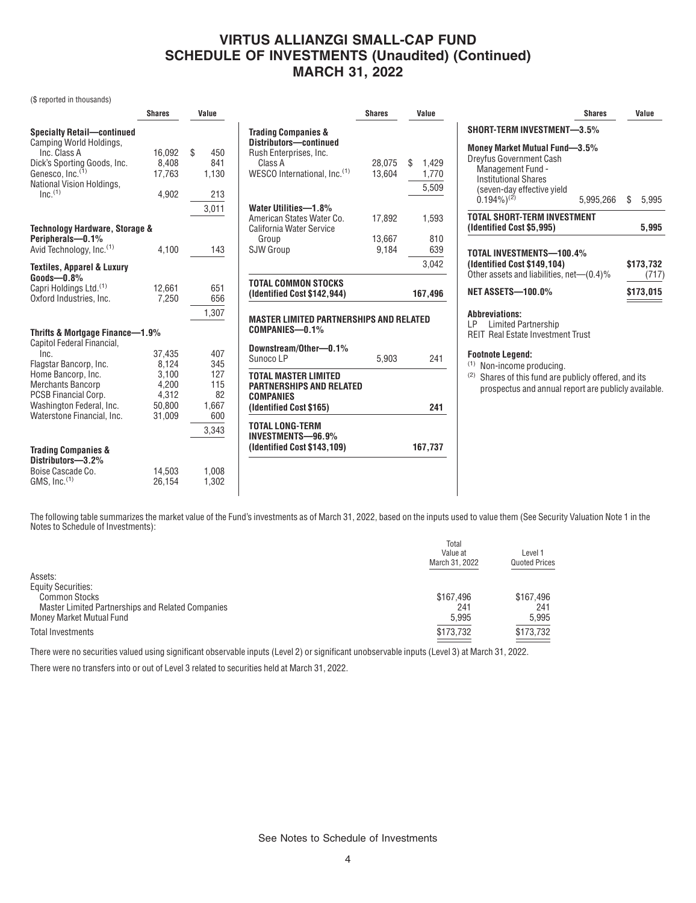# VIRTUS ALLIANZGI SMALL-CAP FUND
# SCHEDULE OF INVESTMENTS (Unaudited) (Continued)
# MARCH 31, 2022

($ reported in thousands)

| | Shares | Value |
|---|---|---|
| **Specialty Retail—continued** | | |
| Camping World Holdings, Inc. Class A | 16,092 | $ 450 |
| Dick's Sporting Goods, Inc. | 8,408 | 841 |
| Genesco, Inc.[1] | 17,763 | 1,130 |
| National Vision Holdings, Inc.[1] | 4,902 | 213 |
| | | 3,011 |
| **Technology Hardware, Storage & Peripherals—0.1%** | | |
| Avid Technology, Inc.[1] | 4,100 | 143 |
| **Textiles, Apparel & Luxury Goods—0.8%** | | |
| Capri Holdings Ltd.[1] | 12,661 | 651 |
| Oxford Industries, Inc. | 7,250 | 656 |
| | | 1,307 |
| **Thrifts & Mortgage Finance—1.9%** | | |
| Capitol Federal Financial, Inc. | 37,435 | 407 |
| Flagstar Bancorp, Inc. | 8,124 | 345 |
| Home Bancorp, Inc. | 3,100 | 127 |
| Merchants Bancorp | 4,200 | 115 |
| PCSB Financial Corp. | 4,312 | 82 |
| Washington Federal, Inc. | 50,800 | 1,667 |
| Waterstone Financial, Inc. | 31,009 | 600 |
| | | 3,343 |
| **Trading Companies & Distributors—3.2%** | | |
| Boise Cascade Co. | 14,503 | 1,008 |
| GMS, Inc.[1] | 26,154 | 1,302 |
| **Trading Companies & Distributors—continued** | | |
| Rush Enterprises, Inc. Class A | 28,075 | $ 1,429 |
| WESCO International, Inc.[1] | 13,604 | 1,770 |
| | | 5,509 |
| **Water Utilities—1.8%** | | |
| American States Water Co. | 17,892 | 1,593 |
| California Water Service Group | 13,667 | 810 |
| SJW Group | 9,184 | 639 |
| | | 3,042 |
| **TOTAL COMMON STOCKS (Identified Cost $142,944)** | | **167,496** |
| **MASTER LIMITED PARTNERSHIPS AND RELATED COMPANIES—0.1%** | | |
| **Downstream/Other—0.1%** | | |
| Sunoco LP | 5,903 | 241 |
| **TOTAL MASTER LIMITED PARTNERSHIPS AND RELATED COMPANIES (Identified Cost $165)** | | **241** |
| **TOTAL LONG-TERM INVESTMENTS—96.9% (Identified Cost $143,109)** | | **167,737** |
| **SHORT-TERM INVESTMENT—3.5%** | | |
| **Money Market Mutual Fund—3.5%** | | |
| Dreyfus Government Cash Management Fund - Institutional Shares (seven-day effective yield 0.194%)[2] | 5,995,266 | $ 5,995 |
| **TOTAL SHORT-TERM INVESTMENT (Identified Cost $5,995)** | | **5,995** |
| **TOTAL INVESTMENTS—100.4% (Identified Cost $149,104)** | | **$173,732** |
| Other assets and liabilities, net—(0.4)% | | (717) |
| **NET ASSETS—100.0%** | | **$173,015** |

**Abbreviations:**
LP Limited Partnership
REIT Real Estate Investment Trust

**Footnote Legend:**
[1] Non-income producing.
[2] Shares of this fund are publicly offered, and its prospectus and annual report are publicly available.

The following table summarizes the market value of the Fund's investments as of March 31, 2022, based on the inputs used to value them (See Security Valuation Note 1 in the Notes to Schedule of Investments):

| | Total Value at March 31, 2022 | Level 1 Quoted Prices |
|---|---|---|
| Assets: | | |
| Equity Securities: | | |
| Common Stocks | $167,496 | $167,496 |
| Master Limited Partnerships and Related Companies | 241 | 241 |
| Money Market Mutual Fund | 5,995 | 5,995 |
| Total Investments | $173,732 | $173,732 |

There were no securities valued using significant observable inputs (Level 2) or significant unobservable inputs (Level 3) at March 31, 2022.

There were no transfers into or out of Level 3 related to securities held at March 31, 2022.

See Notes to Schedule of Investments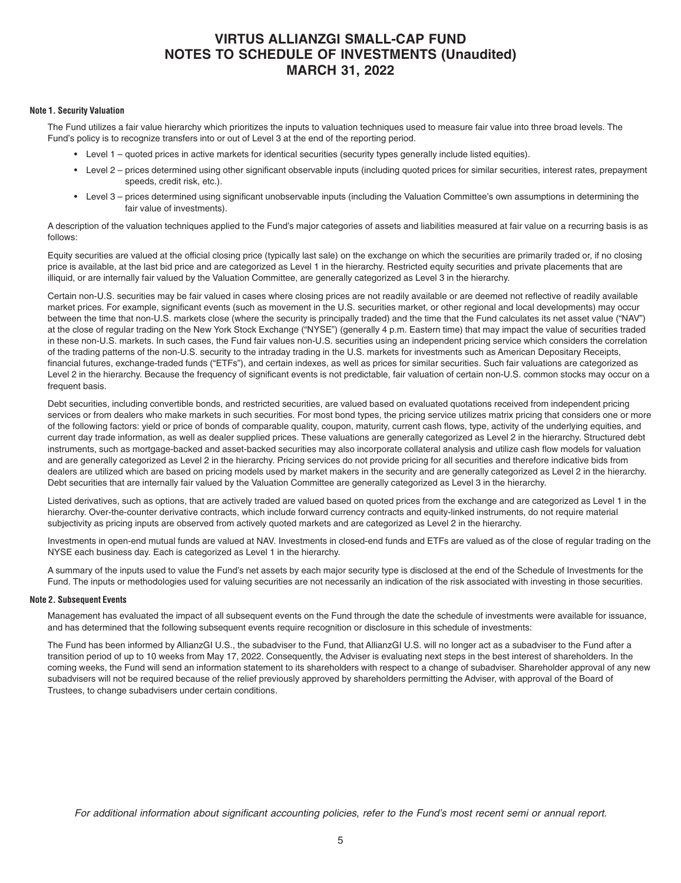# VIRTUS ALLIANZGI SMALL-CAP FUND
# NOTES TO SCHEDULE OF INVESTMENTS (Unaudited)
# MARCH 31, 2022

**Note 1. Security Valuation**

The Fund utilizes a fair value hierarchy which prioritizes the inputs to valuation techniques used to measure fair value into three broad levels. The Fund's policy is to recognize transfers into or out of Level 3 at the end of the reporting period.

- Level 1 – quoted prices in active markets for identical securities (security types generally include listed equities).
- Level 2 – prices determined using other significant observable inputs (including quoted prices for similar securities, interest rates, prepayment speeds, credit risk, etc.).
- Level 3 – prices determined using significant unobservable inputs (including the Valuation Committee's own assumptions in determining the fair value of investments).

A description of the valuation techniques applied to the Fund's major categories of assets and liabilities measured at fair value on a recurring basis is as follows:

Equity securities are valued at the official closing price (typically last sale) on the exchange on which the securities are primarily traded or, if no closing price is available, at the last bid price and are categorized as Level 1 in the hierarchy. Restricted equity securities and private placements that are illiquid, or are internally fair valued by the Valuation Committee, are generally categorized as Level 3 in the hierarchy.

Certain non-U.S. securities may be fair valued in cases where closing prices are not readily available or are deemed not reflective of readily available market prices. For example, significant events (such as movement in the U.S. securities market, or other regional and local developments) may occur between the time that non-U.S. markets close (where the security is principally traded) and the time that the Fund calculates its net asset value ("NAV") at the close of regular trading on the New York Stock Exchange ("NYSE") (generally 4 p.m. Eastern time) that may impact the value of securities traded in these non-U.S. markets. In such cases, the Fund fair values non-U.S. securities using an independent pricing service which considers the correlation of the trading patterns of the non-U.S. security to the intraday trading in the U.S. markets for investments such as American Depositary Receipts, financial futures, exchange-traded funds ("ETFs"), and certain indexes, as well as prices for similar securities. Such fair valuations are categorized as Level 2 in the hierarchy. Because the frequency of significant events is not predictable, fair valuation of certain non-U.S. common stocks may occur on a frequent basis.

Debt securities, including convertible bonds, and restricted securities, are valued based on evaluated quotations received from independent pricing services or from dealers who make markets in such securities. For most bond types, the pricing service utilizes matrix pricing that considers one or more of the following factors: yield or price of bonds of comparable quality, coupon, maturity, current cash flows, type, activity of the underlying equities, and current day trade information, as well as dealer supplied prices. These valuations are generally categorized as Level 2 in the hierarchy. Structured debt instruments, such as mortgage-backed and asset-backed securities may also incorporate collateral analysis and utilize cash flow models for valuation and are generally categorized as Level 2 in the hierarchy. Pricing services do not provide pricing for all securities and therefore indicative bids from dealers are utilized which are based on pricing models used by market makers in the security and are generally categorized as Level 2 in the hierarchy. Debt securities that are internally fair valued by the Valuation Committee are generally categorized as Level 3 in the hierarchy.

Listed derivatives, such as options, that are actively traded are valued based on quoted prices from the exchange and are categorized as Level 1 in the hierarchy. Over-the-counter derivative contracts, which include forward currency contracts and equity-linked instruments, do not require material subjectivity as pricing inputs are observed from actively quoted markets and are categorized as Level 2 in the hierarchy.

Investments in open-end mutual funds are valued at NAV. Investments in closed-end funds and ETFs are valued as of the close of regular trading on the NYSE each business day. Each is categorized as Level 1 in the hierarchy.

A summary of the inputs used to value the Fund's net assets by each major security type is disclosed at the end of the Schedule of Investments for the Fund. The inputs or methodologies used for valuing securities are not necessarily an indication of the risk associated with investing in those securities.

**Note 2. Subsequent Events**

Management has evaluated the impact of all subsequent events on the Fund through the date the schedule of investments were available for issuance, and has determined that the following subsequent events require recognition or disclosure in this schedule of investments:

The Fund has been informed by AllianzGI U.S., the subadviser to the Fund, that AllianzGI U.S. will no longer act as a subadviser to the Fund after a transition period of up to 10 weeks from May 17, 2022. Consequently, the Adviser is evaluating next steps in the best interest of shareholders. In the coming weeks, the Fund will send an information statement to its shareholders with respect to a change of subadviser. Shareholder approval of any new subadvisers will not be required because of the relief previously approved by shareholders permitting the Adviser, with approval of the Board of Trustees, to change subadvisers under certain conditions.

*For additional information about significant accounting policies, refer to the Fund's most recent semi or annual report.*